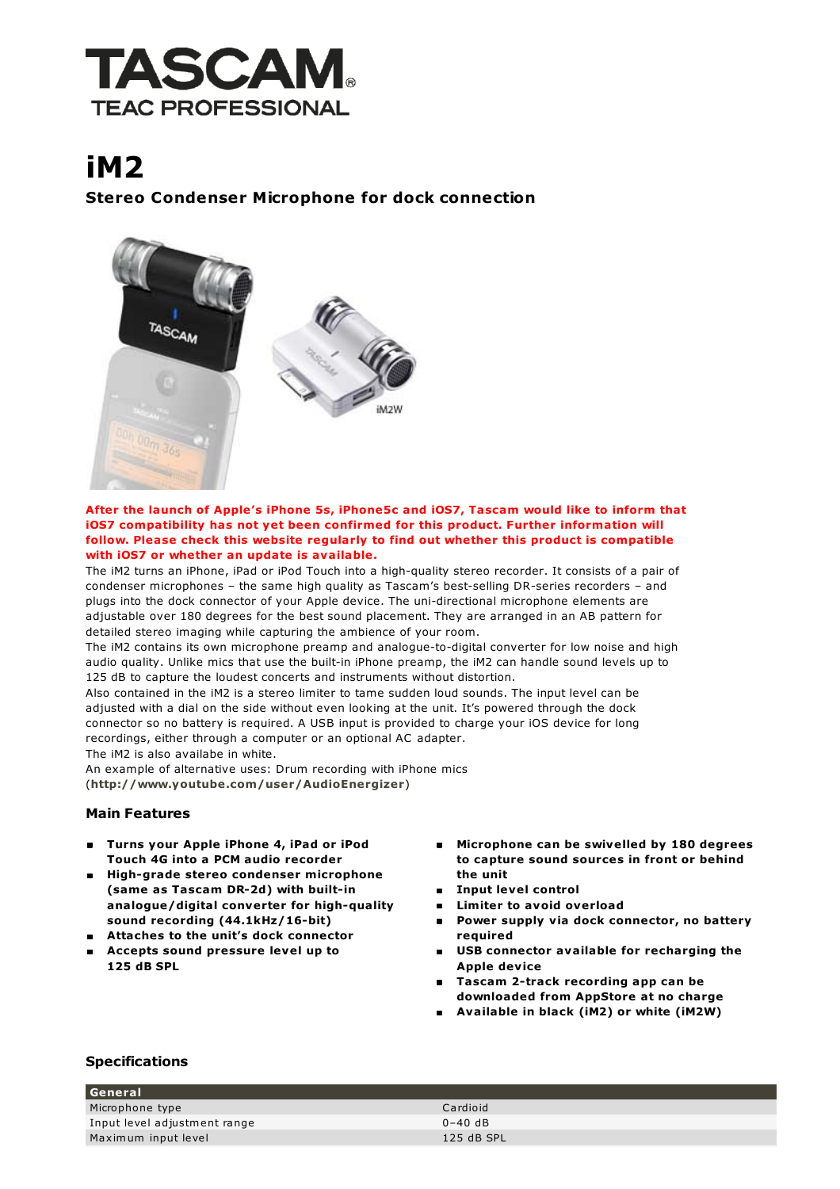# TASCAM

TEAC PROFESSIONAL

# iM2

## Stereo Condenser Microphone for dock connection

**After the launch of Apple's iPhone 5s, iPhone5c and iOS7, Tascam would like to inform that iOS7 compatibility has not yet been confirmed for this product. Further information will follow. Please check this website regularly to find out whether this product is compatible with iOS7 or whether an update is available.**

The iM2 turns an iPhone, iPad or iPod Touch into a high-quality stereo recorder. It consists of a pair of condenser microphones – the same high quality as Tascam's best-selling DR-series recorders – and plugs into the dock connector of your Apple device. The uni-directional microphone elements are adjustable over 180 degrees for the best sound placement. They are arranged in an AB pattern for detailed stereo imaging while capturing the ambience of your room.

The iM2 contains its own microphone preamp and analogue-to-digital converter for low noise and high audio quality. Unlike mics that use the built-in iPhone preamp, the iM2 can handle sound levels up to 125 dB to capture the loudest concerts and instruments without distortion.

Also contained in the iM2 is a stereo limiter to tame sudden loud sounds. The input level can be adjusted with a dial on the side without even looking at the unit. It's powered through the dock connector so no battery is required. A USB input is provided to charge your iOS device for long recordings, either through a computer or an optional AC adapter.

The iM2 is also availabe in white.

An example of alternative uses: Drum recording with iPhone mics (**http://www.youtube.com/user/AudioEnergizer**)

### Main Features

- **Turns your Apple iPhone 4, iPad or iPod Touch 4G into a PCM audio recorder**
- **High-grade stereo condenser microphone (same as Tascam DR-2d) with built-in analogue/digital converter for high-quality sound recording (44.1kHz/16-bit)**
- **Attaches to the unit's dock connector**
- **Accepts sound pressure level up to 125 dB SPL**
- **Microphone can be swivelled by 180 degrees to capture sound sources in front or behind the unit**
- **Input level control**
- **Limiter to avoid overload**
- **Power supply via dock connector, no battery required**
- **USB connector available for recharging the Apple device**
- **Tascam 2-track recording app can be downloaded from AppStore at no charge**
- **Available in black (iM2) or white (iM2W)**

### Specifications

| General | |
|---|---|
| Microphone type | Cardioid |
| Input level adjustment range | 0–40 dB |
| Maximum input level | 125 dB SPL |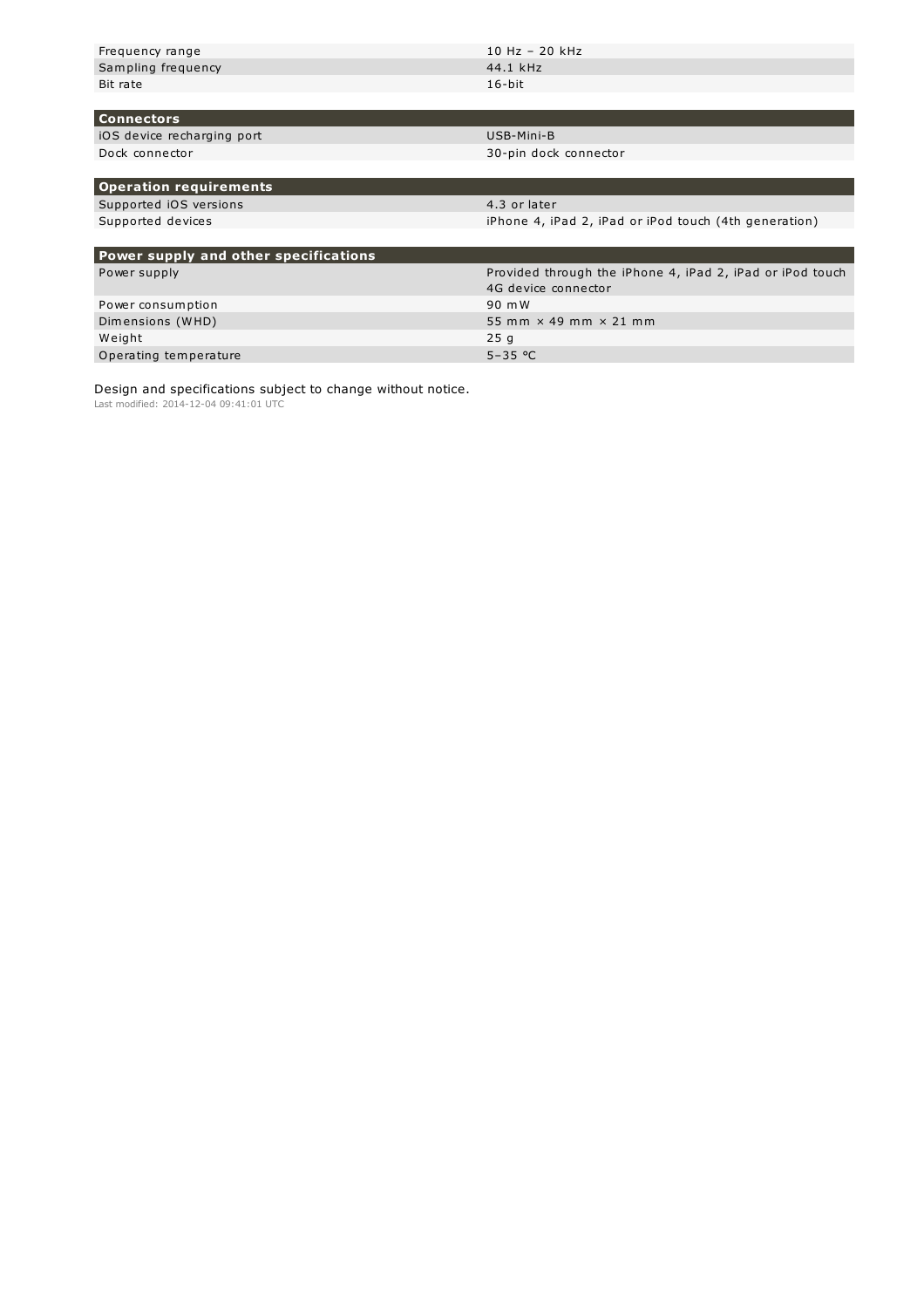| | |
|---|---|
| Frequency range | 10 Hz – 20 kHz |
| Sampling frequency | 44.1 kHz |
| Bit rate | 16-bit |

| Connectors | |
|---|---|
| iOS device recharging port | USB-Mini-B |
| Dock connector | 30-pin dock connector |

| Operation requirements | |
|---|---|
| Supported iOS versions | 4.3 or later |
| Supported devices | iPhone 4, iPad 2, iPad or iPod touch (4th generation) |

| Power supply and other specifications | |
|---|---|
| Power supply | Provided through the iPhone 4, iPad 2, iPad or iPod touch 4G device connector |
| Power consumption | 90 mW |
| Dimensions (WHD) | 55 mm × 49 mm × 21 mm |
| Weight | 25 g |
| Operating temperature | 5–35 °C |

Design and specifications subject to change without notice.

Last modified: 2014-12-04 09:41:01 UTC